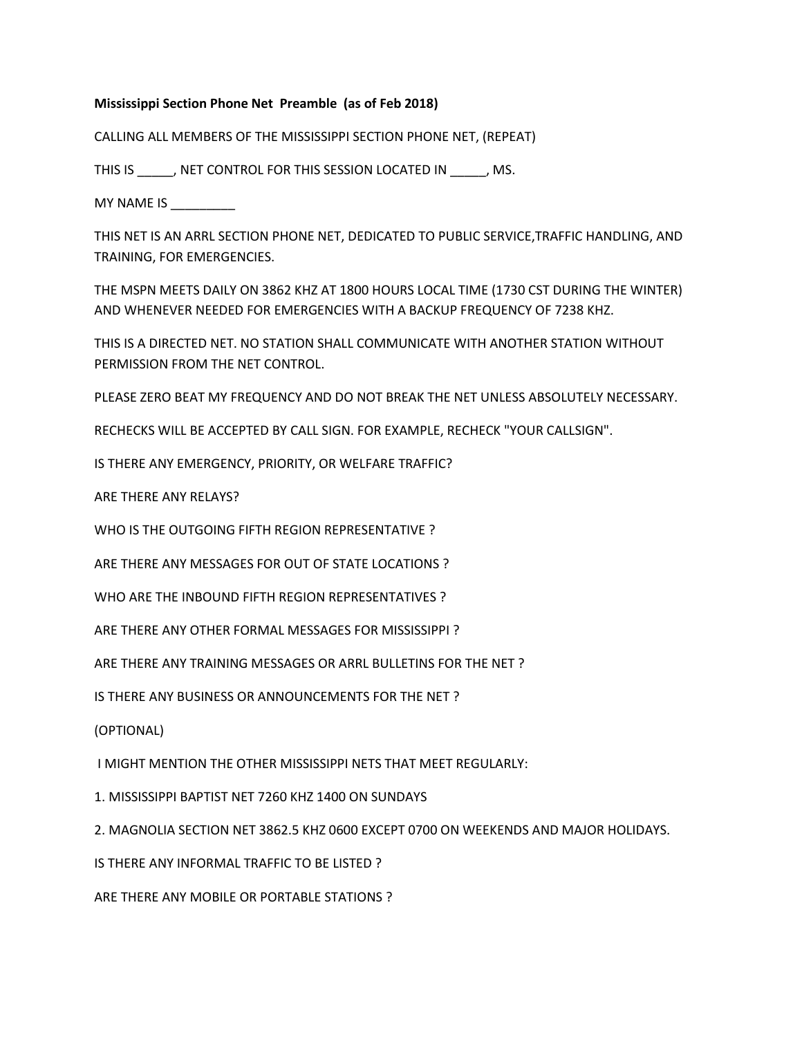**Mississippi Section Phone Net Preamble (as of Feb 2018)**

CALLING ALL MEMBERS OF THE MISSISSIPPI SECTION PHONE NET, (REPEAT)

THIS IS _____, NET CONTROL FOR THIS SESSION LOCATED IN _____, MS.

MY NAME IS _________

THIS NET IS AN ARRL SECTION PHONE NET, DEDICATED TO PUBLIC SERVICE,TRAFFIC HANDLING, AND TRAINING, FOR EMERGENCIES.

THE MSPN MEETS DAILY ON 3862 KHZ AT 1800 HOURS LOCAL TIME (1730 CST DURING THE WINTER) AND WHENEVER NEEDED FOR EMERGENCIES WITH A BACKUP FREQUENCY OF 7238 KHZ.

THIS IS A DIRECTED NET. NO STATION SHALL COMMUNICATE WITH ANOTHER STATION WITHOUT PERMISSION FROM THE NET CONTROL.

PLEASE ZERO BEAT MY FREQUENCY AND DO NOT BREAK THE NET UNLESS ABSOLUTELY NECESSARY.

RECHECKS WILL BE ACCEPTED BY CALL SIGN. FOR EXAMPLE, RECHECK "YOUR CALLSIGN".

IS THERE ANY EMERGENCY, PRIORITY, OR WELFARE TRAFFIC?

ARE THERE ANY RELAYS?

WHO IS THE OUTGOING FIFTH REGION REPRESENTATIVE ?

ARE THERE ANY MESSAGES FOR OUT OF STATE LOCATIONS ?

WHO ARE THE INBOUND FIFTH REGION REPRESENTATIVES ?

ARE THERE ANY OTHER FORMAL MESSAGES FOR MISSISSIPPI ?

ARE THERE ANY TRAINING MESSAGES OR ARRL BULLETINS FOR THE NET ?

IS THERE ANY BUSINESS OR ANNOUNCEMENTS FOR THE NET ?

(OPTIONAL)

I MIGHT MENTION THE OTHER MISSISSIPPI NETS THAT MEET REGULARLY:

1. MISSISSIPPI BAPTIST NET 7260 KHZ 1400 ON SUNDAYS
2. MAGNOLIA SECTION NET 3862.5 KHZ 0600 EXCEPT 0700 ON WEEKENDS AND MAJOR HOLIDAYS.

IS THERE ANY INFORMAL TRAFFIC TO BE LISTED ?

ARE THERE ANY MOBILE OR PORTABLE STATIONS ?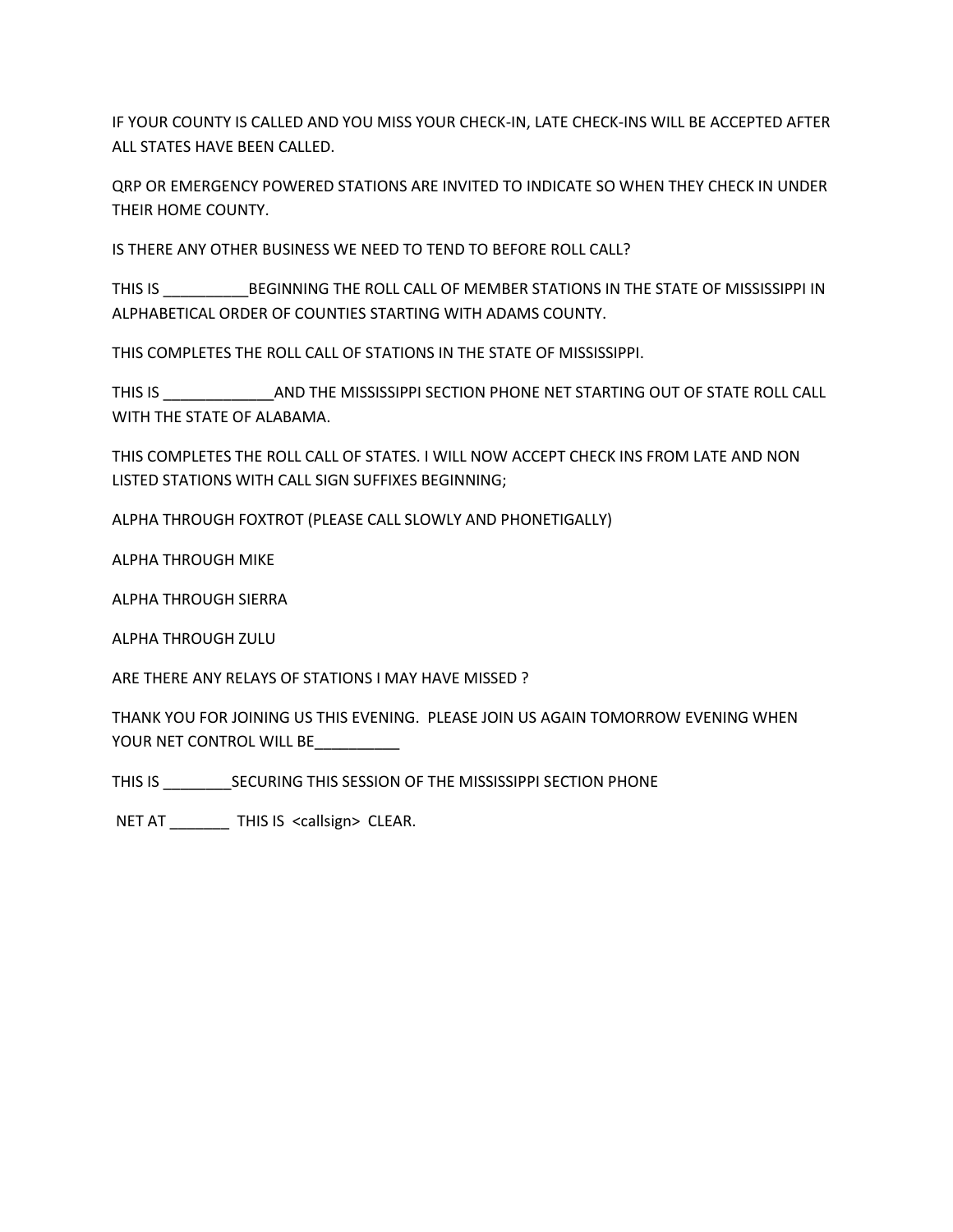IF YOUR COUNTY IS CALLED AND YOU MISS YOUR CHECK-IN, LATE CHECK-INS WILL BE ACCEPTED AFTER ALL STATES HAVE BEEN CALLED.

QRP OR EMERGENCY POWERED STATIONS ARE INVITED TO INDICATE SO WHEN THEY CHECK IN UNDER THEIR HOME COUNTY.

IS THERE ANY OTHER BUSINESS WE NEED TO TEND TO BEFORE ROLL CALL?

THIS IS __________BEGINNING THE ROLL CALL OF MEMBER STATIONS IN THE STATE OF MISSISSIPPI IN ALPHABETICAL ORDER OF COUNTIES STARTING WITH ADAMS COUNTY.

THIS COMPLETES THE ROLL CALL OF STATIONS IN THE STATE OF MISSISSIPPI.

THIS IS _____________AND THE MISSISSIPPI SECTION PHONE NET STARTING OUT OF STATE ROLL CALL WITH THE STATE OF ALABAMA.

THIS COMPLETES THE ROLL CALL OF STATES. I WILL NOW ACCEPT CHECK INS FROM LATE AND NON LISTED STATIONS WITH CALL SIGN SUFFIXES BEGINNING;

ALPHA THROUGH FOXTROT (PLEASE CALL SLOWLY AND PHONETIGALLY)

ALPHA THROUGH MIKE

ALPHA THROUGH SIERRA

ALPHA THROUGH ZULU

ARE THERE ANY RELAYS OF STATIONS I MAY HAVE MISSED ?

THANK YOU FOR JOINING US THIS EVENING. PLEASE JOIN US AGAIN TOMORROW EVENING WHEN YOUR NET CONTROL WILL BE__________

THIS IS ________SECURING THIS SESSION OF THE MISSISSIPPI SECTION PHONE

NET AT _______ THIS IS <callsign> CLEAR.